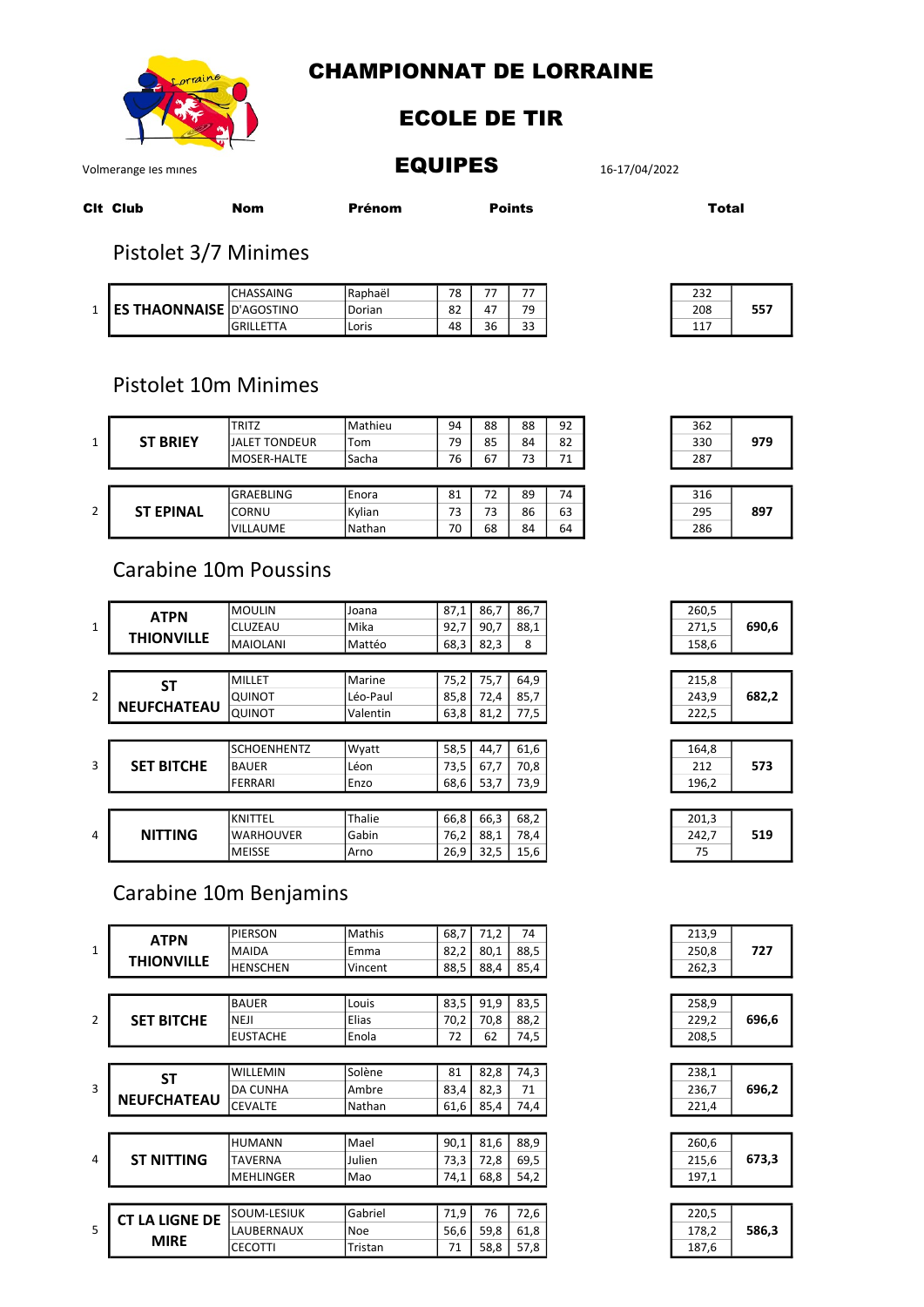# CHAMPIONNAT DE LORRAINE

## ECOLE DE TIR

## EQUIPES

Volmerange les mines — 16-17/04/2022

## Pistolet 3/7 Minimes

| Clt | Club | Nom | Prénom | Points | | | | Total | |
|---|---|---|---|---|---|---|---|---|---|
| 1 | ES THAONNAISE | CHASSAING | Raphaël | 78 | 77 | 77 | | 232 | 557 |
| | | D'AGOSTINO | Dorian | 82 | 47 | 79 | | 208 | |
| | | GRILLETTA | Loris | 48 | 36 | 33 | | 117 | |

## Pistolet 10m Minimes

| Clt | Club | Nom | Prénom | Points | | | | Total | |
|---|---|---|---|---|---|---|---|---|---|
| 1 | ST BRIEY | TRITZ | Mathieu | 94 | 88 | 88 | 92 | 362 | 979 |
| | | JALET TONDEUR | Tom | 79 | 85 | 84 | 82 | 330 | |
| | | MOSER-HALTE | Sacha | 76 | 67 | 73 | 71 | 287 | |
| 2 | ST EPINAL | GRAEBLING | Enora | 81 | 72 | 89 | 74 | 316 | 897 |
| | | CORNU | Kylian | 73 | 73 | 86 | 63 | 295 | |
| | | VILLAUME | Nathan | 70 | 68 | 84 | 64 | 286 | |

## Carabine 10m Poussins

| Clt | Club | Nom | Prénom | Points | | | Total | |
|---|---|---|---|---|---|---|---|---|
| 1 | ATPN THIONVILLE | MOULIN | Joana | 87,1 | 86,7 | 86,7 | 260,5 | 690,6 |
| | | CLUZEAU | Mika | 92,7 | 90,7 | 88,1 | 271,5 | |
| | | MAIOLANI | Mattéo | 68,3 | 82,3 | 8 | 158,6 | |
| 2 | ST NEUFCHATEAU | MILLET | Marine | 75,2 | 75,7 | 64,9 | 215,8 | 682,2 |
| | | QUINOT | Léo-Paul | 85,8 | 72,4 | 85,7 | 243,9 | |
| | | QUINOT | Valentin | 63,8 | 81,2 | 77,5 | 222,5 | |
| 3 | SET BITCHE | SCHOENHENTZ | Wyatt | 58,5 | 44,7 | 61,6 | 164,8 | 573 |
| | | BAUER | Léon | 73,5 | 67,7 | 70,8 | 212 | |
| | | FERRARI | Enzo | 68,6 | 53,7 | 73,9 | 196,2 | |
| 4 | NITTING | KNITTEL | Thalie | 66,8 | 66,3 | 68,2 | 201,3 | 519 |
| | | WARHOUVER | Gabin | 76,2 | 88,1 | 78,4 | 242,7 | |
| | | MEISSE | Arno | 26,9 | 32,5 | 15,6 | 75 | |

## Carabine 10m Benjamins

| Clt | Club | Nom | Prénom | Points | | | Total | |
|---|---|---|---|---|---|---|---|---|
| 1 | ATPN THIONVILLE | PIERSON | Mathis | 68,7 | 71,2 | 74 | 213,9 | 727 |
| | | MAIDA | Emma | 82,2 | 80,1 | 88,5 | 250,8 | |
| | | HENSCHEN | Vincent | 88,5 | 88,4 | 85,4 | 262,3 | |
| 2 | SET BITCHE | BAUER | Louis | 83,5 | 91,9 | 83,5 | 258,9 | 696,6 |
| | | NEJI | Elias | 70,2 | 70,8 | 88,2 | 229,2 | |
| | | EUSTACHE | Enola | 72 | 62 | 74,5 | 208,5 | |
| 3 | ST NEUFCHATEAU | WILLEMIN | Solène | 81 | 82,8 | 74,3 | 238,1 | 696,2 |
| | | DA CUNHA | Ambre | 83,4 | 82,3 | 71 | 236,7 | |
| | | CEVALTE | Nathan | 61,6 | 85,4 | 74,4 | 221,4 | |
| 4 | ST NITTING | HUMANN | Mael | 90,1 | 81,6 | 88,9 | 260,6 | 673,3 |
| | | TAVERNA | Julien | 73,3 | 72,8 | 69,5 | 215,6 | |
| | | MEHLINGER | Mao | 74,1 | 68,8 | 54,2 | 197,1 | |
| 5 | CT LA LIGNE DE MIRE | SOUM-LESIUK | Gabriel | 71,9 | 76 | 72,6 | 220,5 | 586,3 |
| | | LAUBERNAUX | Noe | 56,6 | 59,8 | 61,8 | 178,2 | |
| | | CECOTTI | Tristan | 71 | 58,8 | 57,8 | 187,6 | |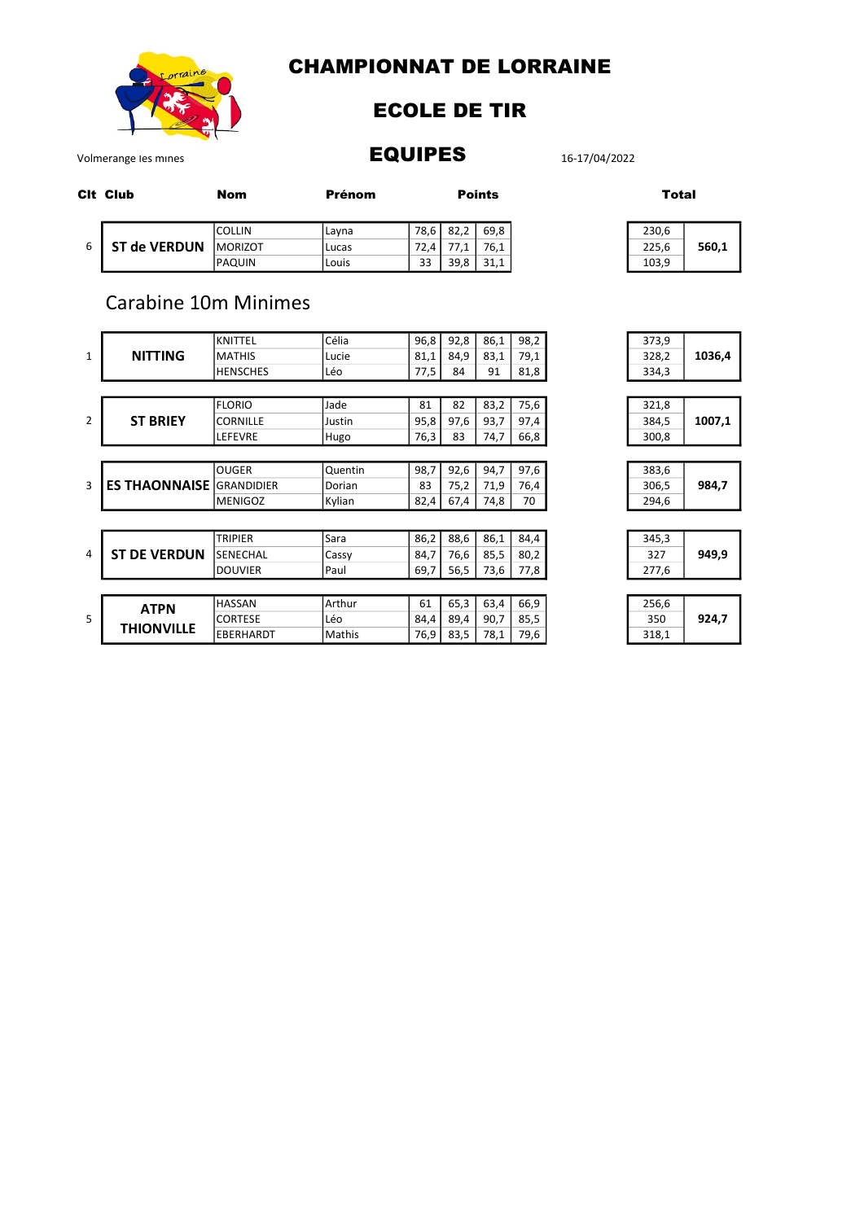# CHAMPIONNAT DE LORRAINE

## ECOLE DE TIR

## EQUIPES

Volmerange les mines

16-17/04/2022

| Clt | Club | Nom | Prénom | Points | | | | Total | |
|---|---|---|---|---|---|---|---|---|---|
| 6 | ST de VERDUN | COLLIN | Layna | 78,6 | 82,2 | 69,8 | | 230,6 | 560,1 |
| | | MORIZOT | Lucas | 72,4 | 77,1 | 76,1 | | 225,6 | |
| | | PAQUIN | Louis | 33 | 39,8 | 31,1 | | 103,9 | |

## Carabine 10m Minimes

| Clt | Club | Nom | Prénom | Points | | | | Total | |
|---|---|---|---|---|---|---|---|---|---|
| 1 | NITTING | KNITTEL | Célia | 96,8 | 92,8 | 86,1 | 98,2 | 373,9 | 1036,4 |
| | | MATHIS | Lucie | 81,1 | 84,9 | 83,1 | 79,1 | 328,2 | |
| | | HENSCHES | Léo | 77,5 | 84 | 91 | 81,8 | 334,3 | |
| 2 | ST BRIEY | FLORIO | Jade | 81 | 82 | 83,2 | 75,6 | 321,8 | 1007,1 |
| | | CORNILLE | Justin | 95,8 | 97,6 | 93,7 | 97,4 | 384,5 | |
| | | LEFEVRE | Hugo | 76,3 | 83 | 74,7 | 66,8 | 300,8 | |
| 3 | ES THAONNAISE | OUGER | Quentin | 98,7 | 92,6 | 94,7 | 97,6 | 383,6 | 984,7 |
| | | GRANDIDIER | Dorian | 83 | 75,2 | 71,9 | 76,4 | 306,5 | |
| | | MENIGOZ | Kylian | 82,4 | 67,4 | 74,8 | 70 | 294,6 | |
| 4 | ST DE VERDUN | TRIPIER | Sara | 86,2 | 88,6 | 86,1 | 84,4 | 345,3 | 949,9 |
| | | SENECHAL | Cassy | 84,7 | 76,6 | 85,5 | 80,2 | 327 | |
| | | DOUVIER | Paul | 69,7 | 56,5 | 73,6 | 77,8 | 277,6 | |
| 5 | ATPN THIONVILLE | HASSAN | Arthur | 61 | 65,3 | 63,4 | 66,9 | 256,6 | 924,7 |
| | | CORTESE | Léo | 84,4 | 89,4 | 90,7 | 85,5 | 350 | |
| | | EBERHARDT | Mathis | 76,9 | 83,5 | 78,1 | 79,6 | 318,1 | |